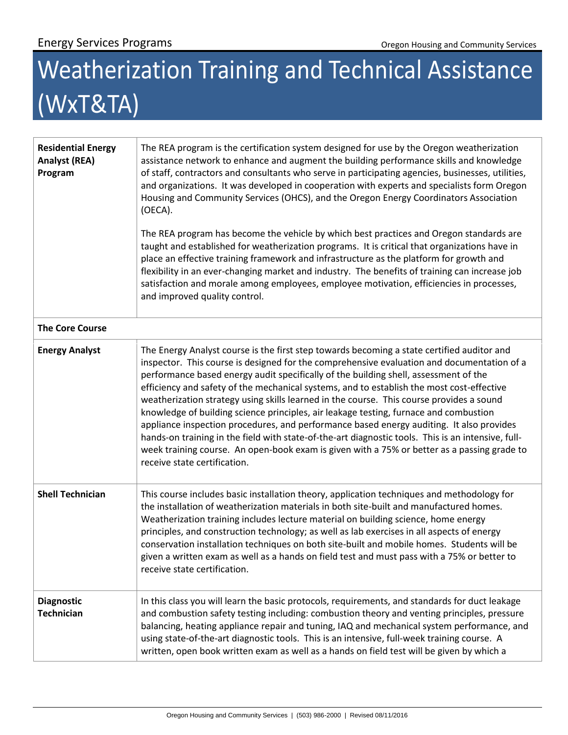# Weatherization Training and Technical Assistance (WxT&TA)

| | |
|---|---|
| **Residential Energy Analyst (REA) Program** | The REA program is the certification system designed for use by the Oregon weatherization assistance network to enhance and augment the building performance skills and knowledge of staff, contractors and consultants who serve in participating agencies, businesses, utilities, and organizations. It was developed in cooperation with experts and specialists form Oregon Housing and Community Services (OHCS), and the Oregon Energy Coordinators Association (OECA).<br><br>The REA program has become the vehicle by which best practices and Oregon standards are taught and established for weatherization programs. It is critical that organizations have in place an effective training framework and infrastructure as the platform for growth and flexibility in an ever-changing market and industry. The benefits of training can increase job satisfaction and morale among employees, employee motivation, efficiencies in processes, and improved quality control. |
| **The Core Course** | |
| **Energy Analyst** | The Energy Analyst course is the first step towards becoming a state certified auditor and inspector. This course is designed for the comprehensive evaluation and documentation of a performance based energy audit specifically of the building shell, assessment of the efficiency and safety of the mechanical systems, and to establish the most cost-effective weatherization strategy using skills learned in the course. This course provides a sound knowledge of building science principles, air leakage testing, furnace and combustion appliance inspection procedures, and performance based energy auditing. It also provides hands-on training in the field with state-of-the-art diagnostic tools. This is an intensive, full-week training course. An open-book exam is given with a 75% or better as a passing grade to receive state certification. |
| **Shell Technician** | This course includes basic installation theory, application techniques and methodology for the installation of weatherization materials in both site-built and manufactured homes. Weatherization training includes lecture material on building science, home energy principles, and construction technology; as well as lab exercises in all aspects of energy conservation installation techniques on both site-built and mobile homes. Students will be given a written exam as well as a hands on field test and must pass with a 75% or better to receive state certification. |
| **Diagnostic Technician** | In this class you will learn the basic protocols, requirements, and standards for duct leakage and combustion safety testing including: combustion theory and venting principles, pressure balancing, heating appliance repair and tuning, IAQ and mechanical system performance, and using state-of-the-art diagnostic tools. This is an intensive, full-week training course. A written, open book written exam as well as a hands on field test will be given by which a |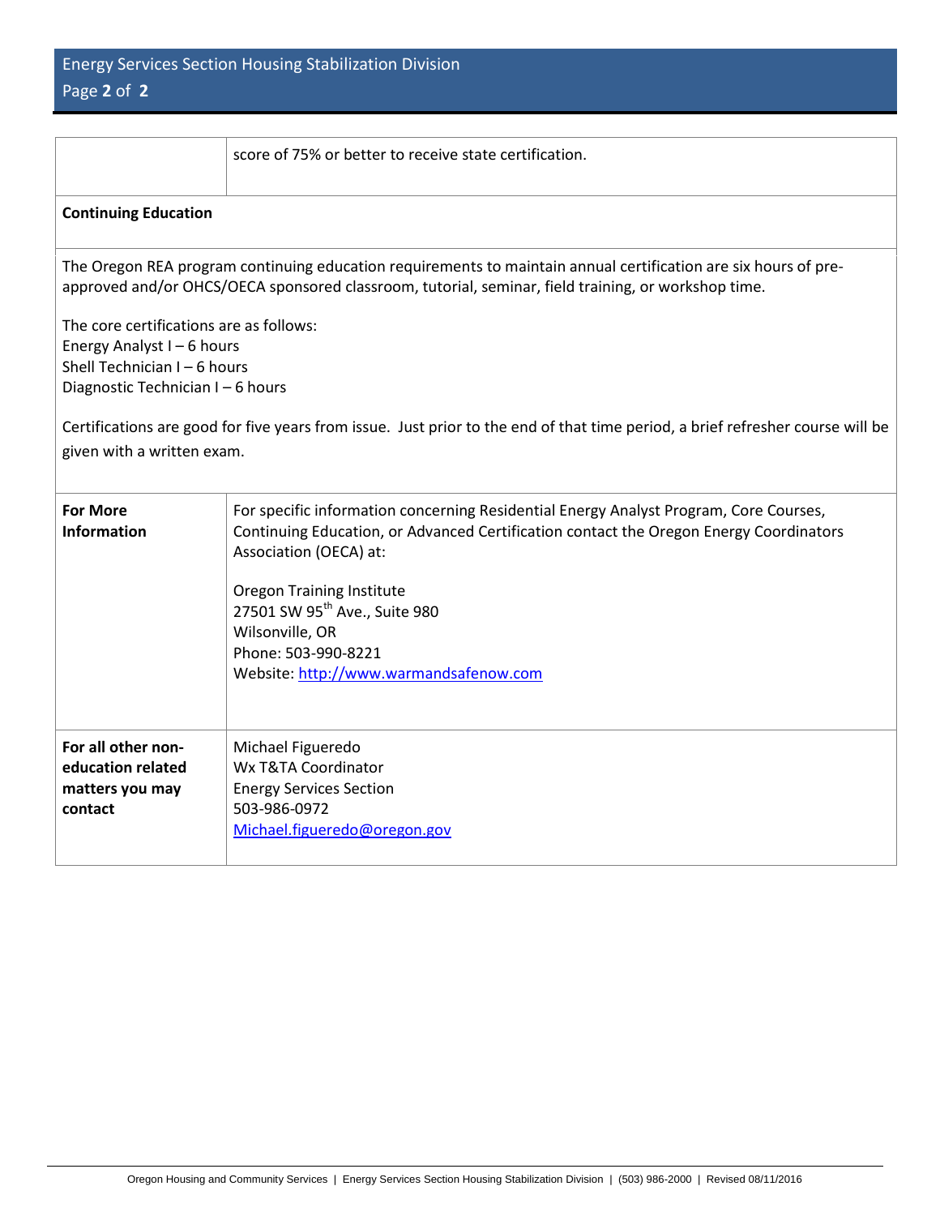| | |
|---|---|
| | score of 75% or better to receive state certification. |

**Continuing Education**

The Oregon REA program continuing education requirements to maintain annual certification are six hours of pre-approved and/or OHCS/OECA sponsored classroom, tutorial, seminar, field training, or workshop time.

The core certifications are as follows:
Energy Analyst I – 6 hours
Shell Technician I – 6 hours
Diagnostic Technician I – 6 hours

Certifications are good for five years from issue. Just prior to the end of that time period, a brief refresher course will be given with a written exam.

| | |
|---|---|
| **For More Information** | For specific information concerning Residential Energy Analyst Program, Core Courses, Continuing Education, or Advanced Certification contact the Oregon Energy Coordinators Association (OECA) at:<br><br>Oregon Training Institute<br>27501 SW 95th Ave., Suite 980<br>Wilsonville, OR<br>Phone: 503-990-8221<br>Website: http://www.warmandsafenow.com |
| **For all other non-education related matters you may contact** | Michael Figueredo<br>Wx T&TA Coordinator<br>Energy Services Section<br>503-986-0972<br>Michael.figueredo@oregon.gov |